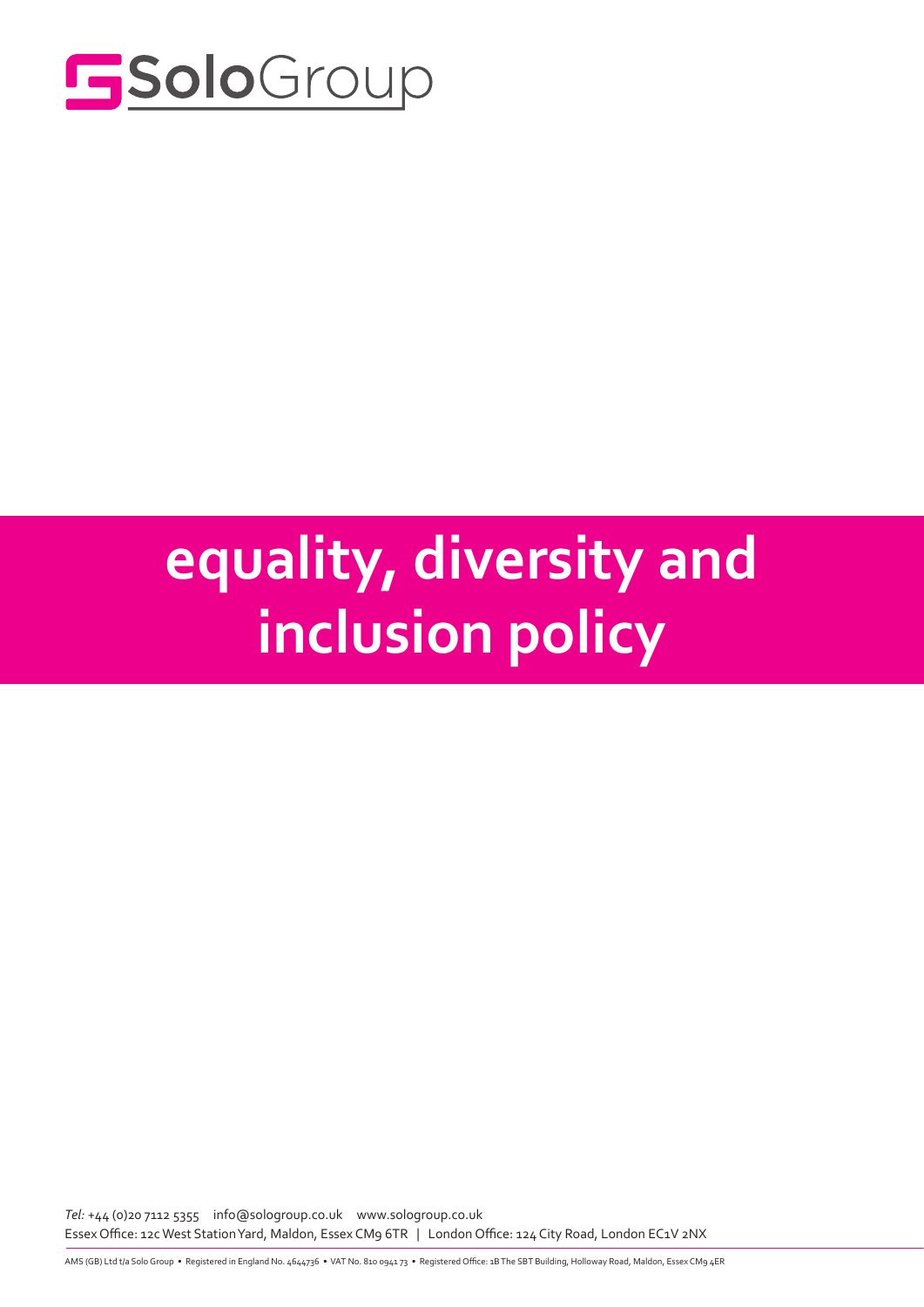SoloGroup

# equality, diversity and inclusion policy

*Tel:* +44 (0)20 7112 5355 info@sologroup.co.uk www.sologroup.co.uk
Essex Office: 12c West Station Yard, Maldon, Essex CM9 6TR | London Office: 124 City Road, London EC1V 2NX

AMS (GB) Ltd t/a Solo Group • Registered in England No. 4644736 • VAT No. 810 0941 73 • Registered Office: 1B The SBT Building, Holloway Road, Maldon, Essex CM9 4ER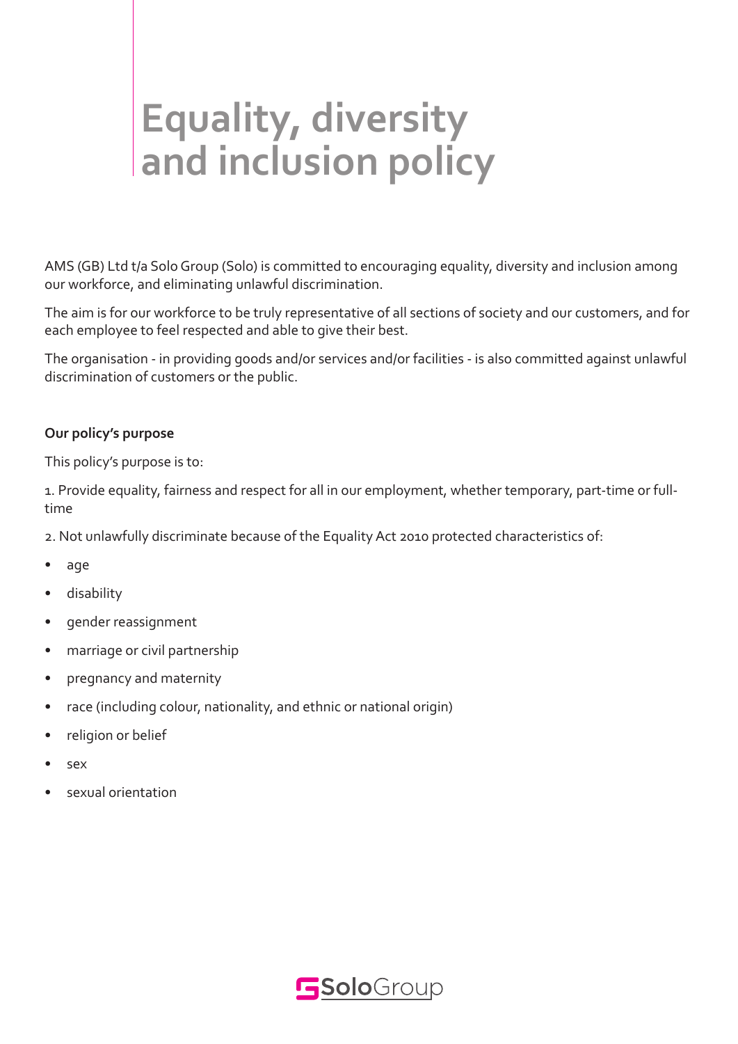# Equality, diversity and inclusion policy

AMS (GB) Ltd t/a Solo Group (Solo) is committed to encouraging equality, diversity and inclusion among our workforce, and eliminating unlawful discrimination.

The aim is for our workforce to be truly representative of all sections of society and our customers, and for each employee to feel respected and able to give their best.

The organisation - in providing goods and/or services and/or facilities - is also committed against unlawful discrimination of customers or the public.

**Our policy's purpose**

This policy's purpose is to:

1. Provide equality, fairness and respect for all in our employment, whether temporary, part-time or full-time

2. Not unlawfully discriminate because of the Equality Act 2010 protected characteristics of:

- age
- disability
- gender reassignment
- marriage or civil partnership
- pregnancy and maternity
- race (including colour, nationality, and ethnic or national origin)
- religion or belief
- sex
- sexual orientation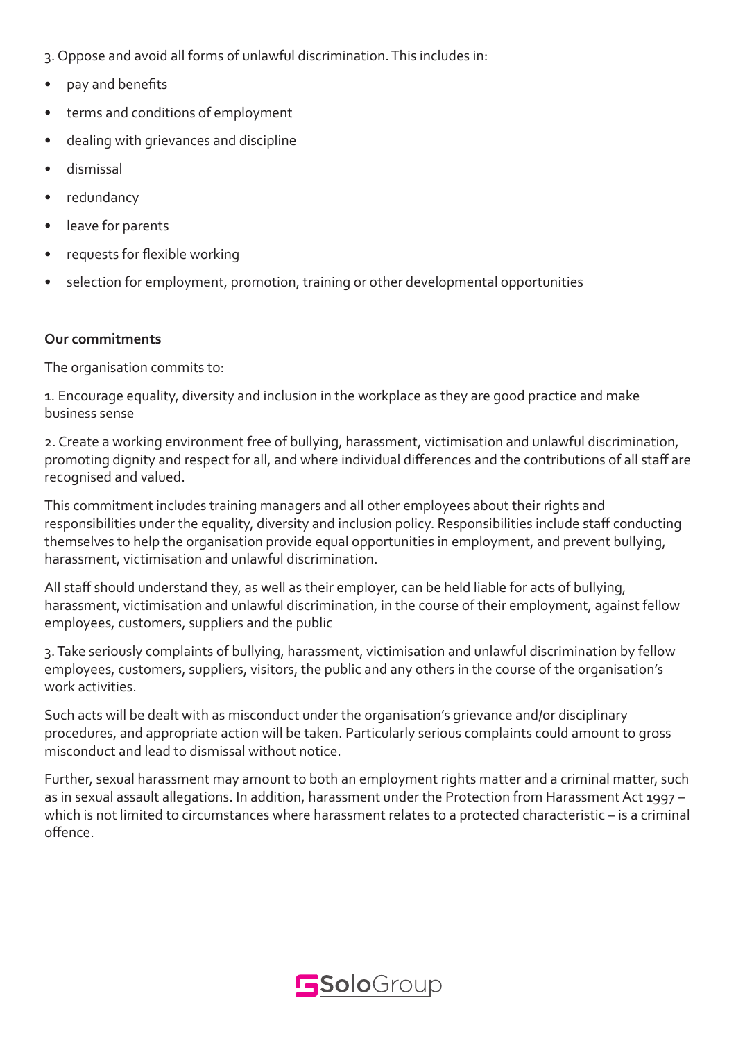3. Oppose and avoid all forms of unlawful discrimination. This includes in:

- pay and benefits
- terms and conditions of employment
- dealing with grievances and discipline
- dismissal
- redundancy
- leave for parents
- requests for flexible working
- selection for employment, promotion, training or other developmental opportunities

**Our commitments**

The organisation commits to:

1. Encourage equality, diversity and inclusion in the workplace as they are good practice and make business sense

2. Create a working environment free of bullying, harassment, victimisation and unlawful discrimination, promoting dignity and respect for all, and where individual differences and the contributions of all staff are recognised and valued.

This commitment includes training managers and all other employees about their rights and responsibilities under the equality, diversity and inclusion policy. Responsibilities include staff conducting themselves to help the organisation provide equal opportunities in employment, and prevent bullying, harassment, victimisation and unlawful discrimination.

All staff should understand they, as well as their employer, can be held liable for acts of bullying, harassment, victimisation and unlawful discrimination, in the course of their employment, against fellow employees, customers, suppliers and the public

3. Take seriously complaints of bullying, harassment, victimisation and unlawful discrimination by fellow employees, customers, suppliers, visitors, the public and any others in the course of the organisation's work activities.

Such acts will be dealt with as misconduct under the organisation's grievance and/or disciplinary procedures, and appropriate action will be taken. Particularly serious complaints could amount to gross misconduct and lead to dismissal without notice.

Further, sexual harassment may amount to both an employment rights matter and a criminal matter, such as in sexual assault allegations. In addition, harassment under the Protection from Harassment Act 1997 – which is not limited to circumstances where harassment relates to a protected characteristic – is a criminal offence.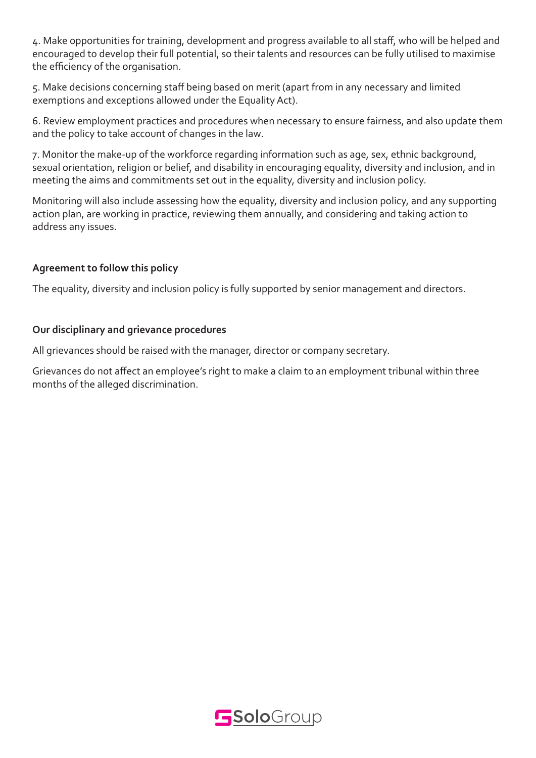4. Make opportunities for training, development and progress available to all staff, who will be helped and encouraged to develop their full potential, so their talents and resources can be fully utilised to maximise the efficiency of the organisation.

5. Make decisions concerning staff being based on merit (apart from in any necessary and limited exemptions and exceptions allowed under the Equality Act).

6. Review employment practices and procedures when necessary to ensure fairness, and also update them and the policy to take account of changes in the law.

7. Monitor the make-up of the workforce regarding information such as age, sex, ethnic background, sexual orientation, religion or belief, and disability in encouraging equality, diversity and inclusion, and in meeting the aims and commitments set out in the equality, diversity and inclusion policy.

Monitoring will also include assessing how the equality, diversity and inclusion policy, and any supporting action plan, are working in practice, reviewing them annually, and considering and taking action to address any issues.

**Agreement to follow this policy**

The equality, diversity and inclusion policy is fully supported by senior management and directors.

**Our disciplinary and grievance procedures**

All grievances should be raised with the manager, director or company secretary.

Grievances do not affect an employee's right to make a claim to an employment tribunal within three months of the alleged discrimination.